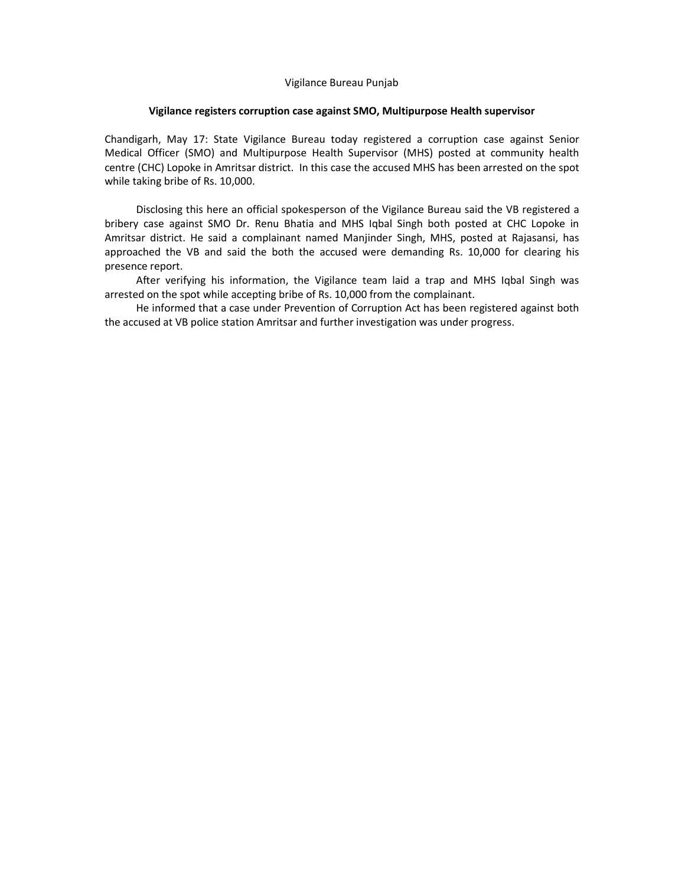Vigilance Bureau Punjab

**Vigilance registers corruption case against SMO, Multipurpose Health supervisor**

Chandigarh, May 17: State Vigilance Bureau today registered a corruption case against Senior Medical Officer (SMO) and Multipurpose Health Supervisor (MHS) posted at community health centre (CHC) Lopoke in Amritsar district. In this case the accused MHS has been arrested on the spot while taking bribe of Rs. 10,000.

Disclosing this here an official spokesperson of the Vigilance Bureau said the VB registered a bribery case against SMO Dr. Renu Bhatia and MHS Iqbal Singh both posted at CHC Lopoke in Amritsar district. He said a complainant named Manjinder Singh, MHS, posted at Rajasansi, has approached the VB and said the both the accused were demanding Rs. 10,000 for clearing his presence report.

After verifying his information, the Vigilance team laid a trap and MHS Iqbal Singh was arrested on the spot while accepting bribe of Rs. 10,000 from the complainant.

He informed that a case under Prevention of Corruption Act has been registered against both the accused at VB police station Amritsar and further investigation was under progress.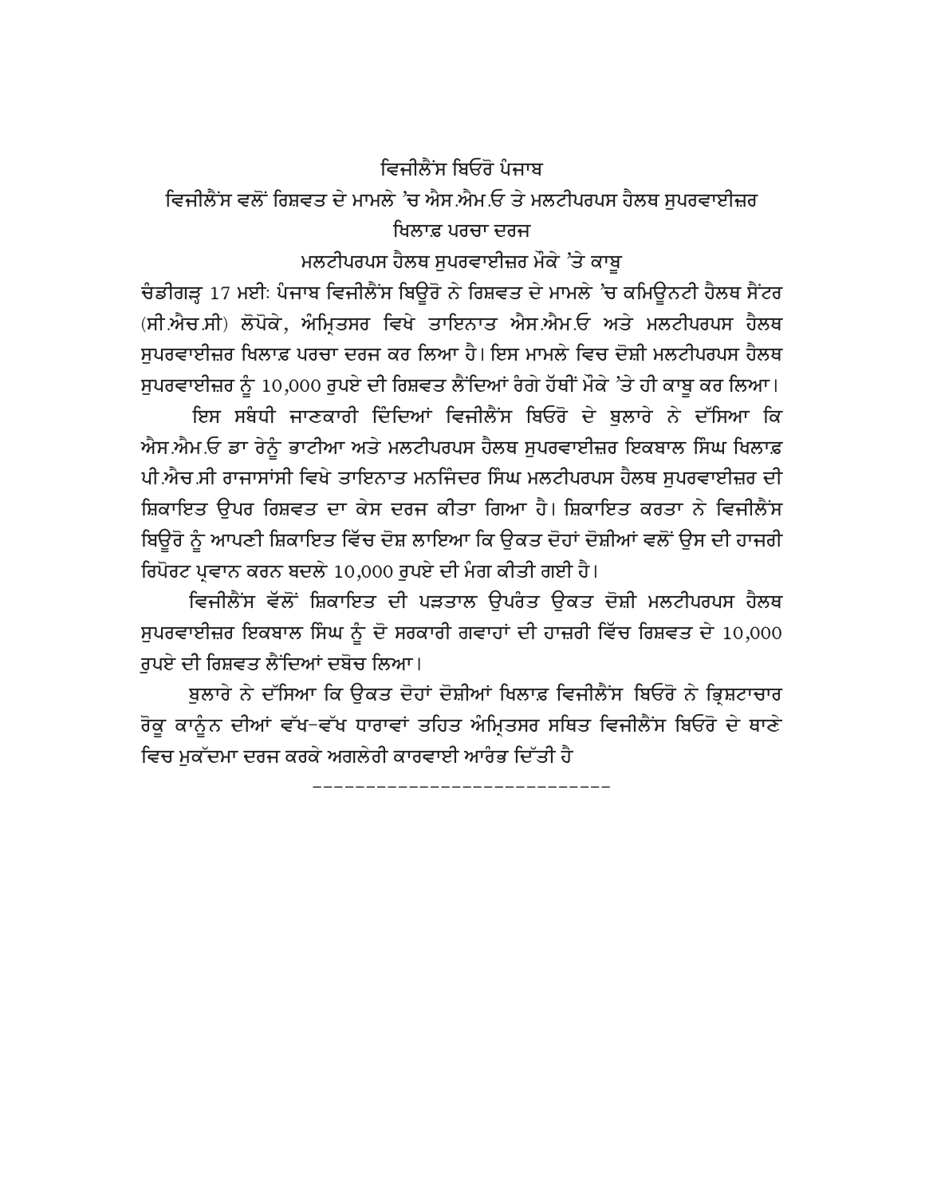ਵਿਜੀਲੈਂਸ ਬਿਓਰੋ ਪੰਜਾਬ

ਵਿਜੀਲੈਂਸ ਵਲੋਂ ਰਿਸ਼ਵਤ ਦੇ ਮਾਮਲੇ 'ਚ ਐਸ.ਐਮ.ਓ ਤੇ ਮਲਟੀਪਰਪਸ ਹੈਲਥ ਸੁਪਰਵਾਈਜ਼ਰ ਖਿਲਾਫ਼ ਪਰਚਾ ਦਰਜ

ਮਲਟੀਪਰਪਸ ਹੈਲਥ ਸੁਪਰਵਾਈਜ਼ਰ ਮੌਕੇ 'ਤੇ ਕਾਬੂ

ਚੰਡੀਗੜ੍ਹ 17 ਮਈ: ਪੰਜਾਬ ਵਿਜੀਲੈਂਸ ਬਿਊਰੋ ਨੇ ਰਿਸ਼ਵਤ ਦੇ ਮਾਮਲੇ 'ਚ ਕਮਿਊਨਟੀ ਹੈਲਥ ਸੈਂਟਰ (ਸੀ.ਐਚ.ਸੀ) ਲੋਪੋਕੇ, ਅੰਮ੍ਰਿਤਸਰ ਵਿਖੇ ਤਾਇਨਾਤ ਐਸ.ਐਮ.ਓ ਅਤੇ ਮਲਟੀਪਰਪਸ ਹੈਲਥ ਸੁਪਰਵਾਈਜ਼ਰ ਖਿਲਾਫ਼ ਪਰਚਾ ਦਰਜ ਕਰ ਲਿਆ ਹੈ। ਇਸ ਮਾਮਲੇ ਵਿਚ ਦੋਸ਼ੀ ਮਲਟੀਪਰਪਸ ਹੈਲਥ ਸੁਪਰਵਾਈਜ਼ਰ ਨੂੰ 10,000 ਰੁਪਏ ਦੀ ਰਿਸ਼ਵਤ ਲੈਂਦਿਆਂ ਰੰਗੇ ਹੱਥੀਂ ਮੌਕੇ 'ਤੇ ਹੀ ਕਾਬੂ ਕਰ ਲਿਆ।

ਇਸ ਸਬੰਧੀ ਜਾਣਕਾਰੀ ਦਿੰਦਿਆਂ ਵਿਜੀਲੈਂਸ ਬਿਓਰੋ ਦੇ ਬੁਲਾਰੇ ਨੇ ਦੱਸਿਆ ਕਿ ਐਸ.ਐਮ.ਓ ਡਾ ਰੇਨੂੰ ਭਾਟੀਆ ਅਤੇ ਮਲਟੀਪਰਪਸ ਹੈਲਥ ਸੁਪਰਵਾਈਜ਼ਰ ਇਕਬਾਲ ਸਿੰਘ ਖਿਲਾਫ਼ ਪੀ.ਐਚ.ਸੀ ਰਾਜਾਸਾਂਸੀ ਵਿਖੇ ਤਾਇਨਾਤ ਮਨਜਿੰਦਰ ਸਿੰਘ ਮਲਟੀਪਰਪਸ ਹੈਲਥ ਸੁਪਰਵਾਈਜ਼ਰ ਦੀ ਸ਼ਿਕਾਇਤ ਉਪਰ ਰਿਸ਼ਵਤ ਦਾ ਕੇਸ ਦਰਜ ਕੀਤਾ ਗਿਆ ਹੈ। ਸ਼ਿਕਾਇਤ ਕਰਤਾ ਨੇ ਵਿਜੀਲੈਂਸ ਬਿਊਰੋ ਨੂੰ ਆਪਣੀ ਸ਼ਿਕਾਇਤ ਵਿੱਚ ਦੋਸ਼ ਲਾਇਆ ਕਿ ਉਕਤ ਦੋਹਾਂ ਦੋਸ਼ੀਆਂ ਵਲੋਂ ਉਸ ਦੀ ਹਾਜਰੀ ਰਿਪੋਰਟ ਪ੍ਰਵਾਨ ਕਰਨ ਬਦਲੇ 10,000 ਰੁਪਏ ਦੀ ਮੰਗ ਕੀਤੀ ਗਈ ਹੈ।

ਵਿਜੀਲੈਂਸ ਵੱਲੋਂ ਸ਼ਿਕਾਇਤ ਦੀ ਪੜਤਾਲ ਉਪਰੰਤ ਉਕਤ ਦੋਸ਼ੀ ਮਲਟੀਪਰਪਸ ਹੈਲਥ ਸੁਪਰਵਾਈਜ਼ਰ ਇਕਬਾਲ ਸਿੰਘ ਨੂੰ ਦੋ ਸਰਕਾਰੀ ਗਵਾਹਾਂ ਦੀ ਹਾਜ਼ਰੀ ਵਿੱਚ ਰਿਸ਼ਵਤ ਦੇ 10,000 ਰੁਪਏ ਦੀ ਰਿਸ਼ਵਤ ਲੈਂਦਿਆਂ ਦਬੋਚ ਲਿਆ।

ਬੁਲਾਰੇ ਨੇ ਦੱਸਿਆ ਕਿ ਉਕਤ ਦੋਹਾਂ ਦੋਸ਼ੀਆਂ ਖਿਲਾਫ਼ ਵਿਜੀਲੈਂਸ ਬਿਓਰੋ ਨੇ ਭ੍ਰਿਸ਼ਟਾਚਾਰ ਰੋਕੂ ਕਾਨੂੰਨ ਦੀਆਂ ਵੱਖ-ਵੱਖ ਧਾਰਾਵਾਂ ਤਹਿਤ ਅੰਮ੍ਰਿਤਸਰ ਸਥਿਤ ਵਿਜੀਲੈਂਸ ਬਿਓਰੋ ਦੇ ਥਾਣੇ ਵਿਚ ਮੁਕੱਦਮਾ ਦਰਜ ਕਰਕੇ ਅਗਲੇਰੀ ਕਾਰਵਾਈ ਆਰੰਭ ਦਿੱਤੀ ਹੈ

---------------------------